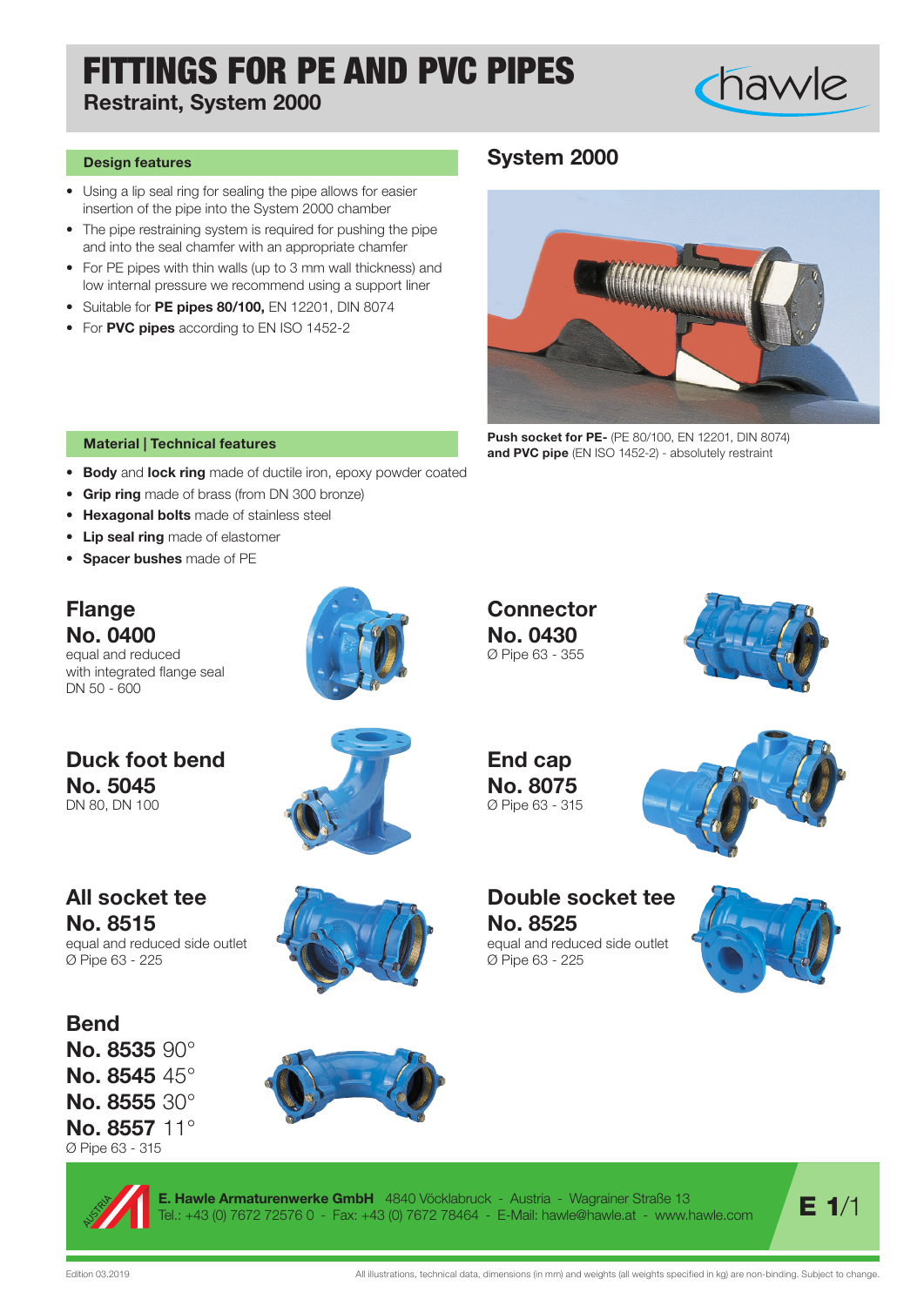# FITTINGS FOR PE AND PVC PIPES

## Restraint, System 2000

### Design features

- Using a lip seal ring for sealing the pipe allows for easier insertion of the pipe into the System 2000 chamber
- The pipe restraining system is required for pushing the pipe and into the seal chamfer with an appropriate chamfer
- For PE pipes with thin walls (up to 3 mm wall thickness) and low internal pressure we recommend using a support liner
- Suitable for **PE pipes 80/100,** EN 12201, DIN 8074
- For **PVC pipes** according to EN ISO 1452-2

### System 2000

**Push socket for PE-** (PE 80/100, EN 12201, DIN 8074) **and PVC pipe** (EN ISO 1452-2) - absolutely restraint

### Material | Technical features

- **Body** and **lock ring** made of ductile iron, epoxy powder coated
- **Grip ring** made of brass (from DN 300 bronze)
- **Hexagonal bolts** made of stainless steel
- **Lip seal ring** made of elastomer
- **Spacer bushes** made of PE

### Flange
**No. 0400**
equal and reduced
with integrated flange seal
DN 50 - 600

### Connector
**No. 0430**
Ø Pipe 63 - 355

### Duck foot bend
**No. 5045**
DN 80, DN 100

### End cap
**No. 8075**
Ø Pipe 63 - 315

### All socket tee
**No. 8515**
equal and reduced side outlet
Ø Pipe 63 - 225

### Double socket tee
**No. 8525**
equal and reduced side outlet
Ø Pipe 63 - 225

### Bend
**No. 8535** 90°
**No. 8545** 45°
**No. 8555** 30°
**No. 8557** 11°
Ø Pipe 63 - 315

**E. Hawle Armaturenwerke GmbH** 4840 Vöcklabruck - Austria - Wagrainer Straße 13
Tel.: +43 (0) 7672 72576 0 - Fax: +43 (0) 7672 78464 - E-Mail: hawle@hawle.at - www.hawle.com

E 1/1

Edition 03.2019

All illustrations, technical data, dimensions (in mm) and weights (all weights specified in kg) are non-binding. Subject to change.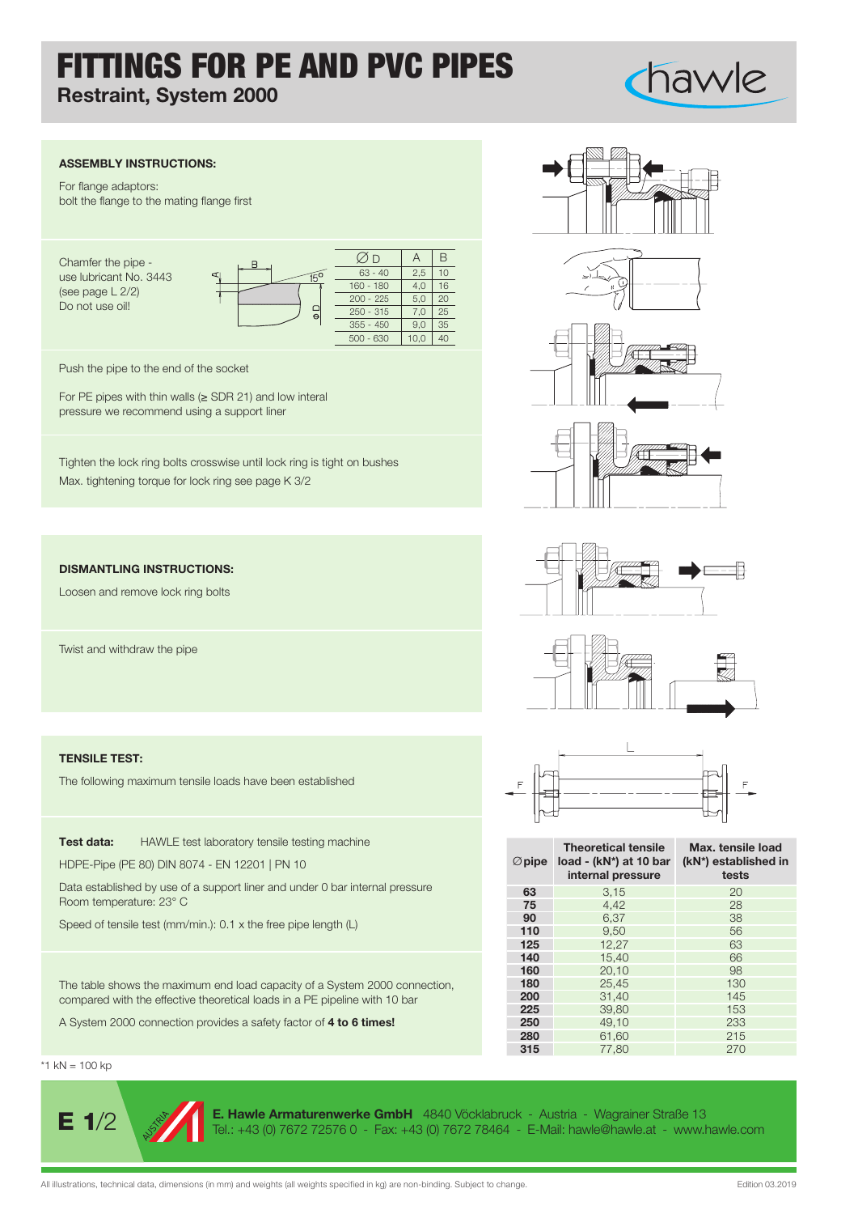# FITTINGS FOR PE AND PVC PIPES

## Restraint, System 2000

### ASSEMBLY INSTRUCTIONS:

For flange adaptors:
bolt the flange to the mating flange first

Chamfer the pipe -
use lubricant No. 3443
(see page L 2/2)
Do not use oil!

B
A
15°
Ø D

| Ø D | A | B |
|---|---|---|
| 63 - 40 | 2,5 | 10 |
| 160 - 180 | 4,0 | 16 |
| 200 - 225 | 5,0 | 20 |
| 250 - 315 | 7,0 | 25 |
| 355 - 450 | 9,0 | 35 |
| 500 - 630 | 10,0 | 40 |

Push the pipe to the end of the socket

For PE pipes with thin walls (≥ SDR 21) and low interal pressure we recommend using a support liner

Tighten the lock ring bolts crosswise until lock ring is tight on bushes
Max. tightening torque for lock ring see page K 3/2

### DISMANTLING INSTRUCTIONS:

Loosen and remove lock ring bolts

Twist and withdraw the pipe

### TENSILE TEST:

The following maximum tensile loads have been established

L
F
F

**Test data:** HAWLE test laboratory tensile testing machine

HDPE-Pipe (PE 80) DIN 8074 - EN 12201 | PN 10

Data established by use of a support liner and under 0 bar internal pressure
Room temperature: 23° C

Speed of tensile test (mm/min.): 0.1 x the free pipe length (L)

The table shows the maximum end load capacity of a System 2000 connection, compared with the effective theoretical loads in a PE pipeline with 10 bar

A System 2000 connection provides a safety factor of **4 to 6 times!**

| ∅pipe | Theoretical tensile load - (kN*) at 10 bar internal pressure | Max. tensile load (kN*) established in tests |
|---|---|---|
| **63** | 3,15 | 20 |
| **75** | 4,42 | 28 |
| **90** | 6,37 | 38 |
| **110** | 9,50 | 56 |
| **125** | 12,27 | 63 |
| **140** | 15,40 | 66 |
| **160** | 20,10 | 98 |
| **180** | 25,45 | 130 |
| **200** | 31,40 | 145 |
| **225** | 39,80 | 153 |
| **250** | 49,10 | 233 |
| **280** | 61,60 | 215 |
| **315** | 77,80 | 270 |

*1 kN = 100 kp

**E. Hawle Armaturenwerke GmbH** 4840 Vöcklabruck - Austria - Wagrainer Straße 13
Tel.: +43 (0) 7672 72576 0 - Fax: +43 (0) 7672 78464 - E-Mail: hawle@hawle.at - www.hawle.com

All illustrations, technical data, dimensions (in mm) and weights (all weights specified in kg) are non-binding. Subject to change.

Edition 03.2019